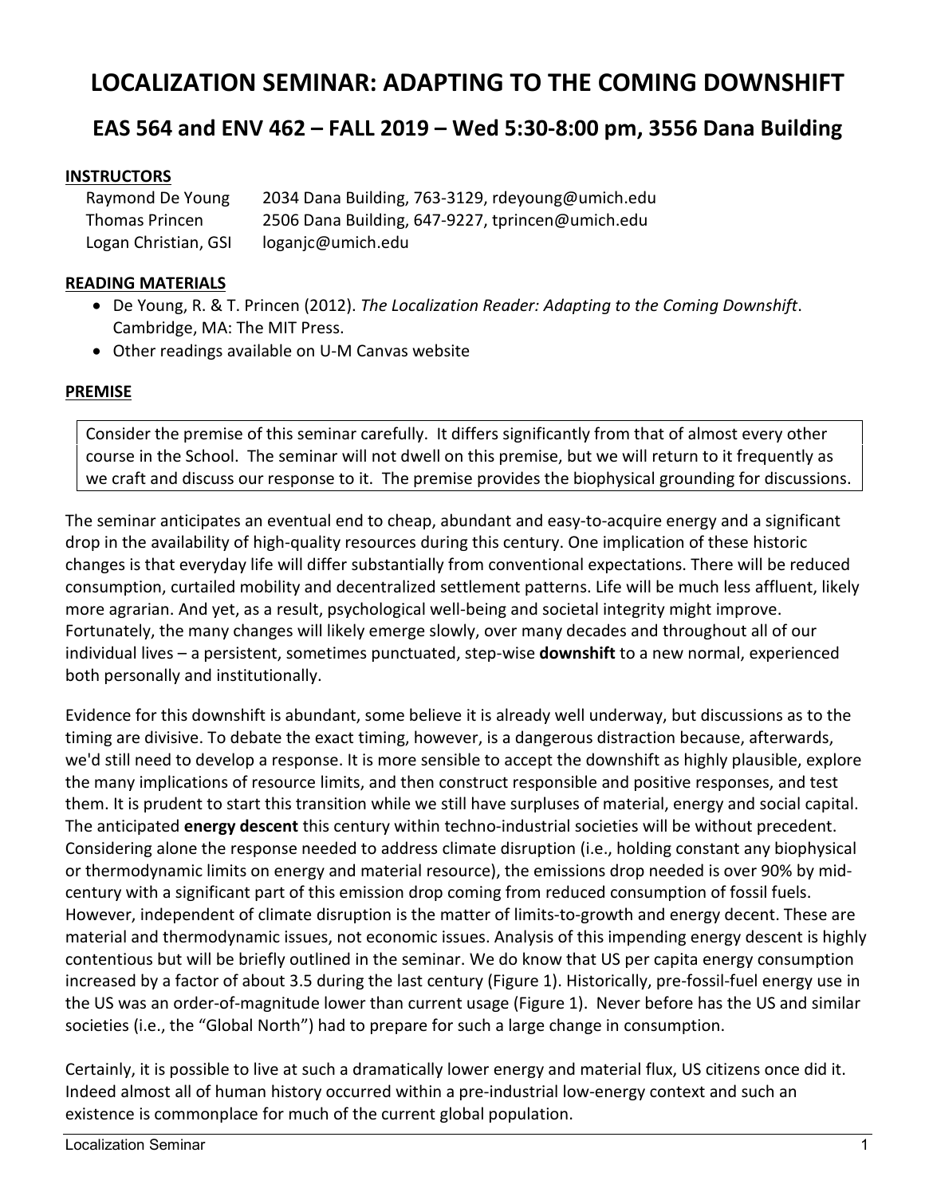# LOCALIZATION SEMINAR: ADAPTING TO THE COMING DOWNSHIFT

## EAS 564 and ENV 462 – FALL 2019 – Wed 5:30-8:00 pm, 3556 Dana Building

**INSTRUCTORS**

Raymond De Young 2034 Dana Building, 763-3129, rdeyoung@umich.edu
Thomas Princen 2506 Dana Building, 647-9227, tprincen@umich.edu
Logan Christian, GSI loganjc@umich.edu

**READING MATERIALS**

- De Young, R. & T. Princen (2012). *The Localization Reader: Adapting to the Coming Downshift*. Cambridge, MA: The MIT Press.
- Other readings available on U-M Canvas website

**PREMISE**

Consider the premise of this seminar carefully. It differs significantly from that of almost every other course in the School. The seminar will not dwell on this premise, but we will return to it frequently as we craft and discuss our response to it. The premise provides the biophysical grounding for discussions.

The seminar anticipates an eventual end to cheap, abundant and easy-to-acquire energy and a significant drop in the availability of high-quality resources during this century. One implication of these historic changes is that everyday life will differ substantially from conventional expectations. There will be reduced consumption, curtailed mobility and decentralized settlement patterns. Life will be much less affluent, likely more agrarian. And yet, as a result, psychological well-being and societal integrity might improve. Fortunately, the many changes will likely emerge slowly, over many decades and throughout all of our individual lives – a persistent, sometimes punctuated, step-wise **downshift** to a new normal, experienced both personally and institutionally.

Evidence for this downshift is abundant, some believe it is already well underway, but discussions as to the timing are divisive. To debate the exact timing, however, is a dangerous distraction because, afterwards, we'd still need to develop a response. It is more sensible to accept the downshift as highly plausible, explore the many implications of resource limits, and then construct responsible and positive responses, and test them. It is prudent to start this transition while we still have surpluses of material, energy and social capital. The anticipated **energy descent** this century within techno-industrial societies will be without precedent. Considering alone the response needed to address climate disruption (i.e., holding constant any biophysical or thermodynamic limits on energy and material resource), the emissions drop needed is over 90% by mid-century with a significant part of this emission drop coming from reduced consumption of fossil fuels. However, independent of climate disruption is the matter of limits-to-growth and energy decent. These are material and thermodynamic issues, not economic issues. Analysis of this impending energy descent is highly contentious but will be briefly outlined in the seminar. We do know that US per capita energy consumption increased by a factor of about 3.5 during the last century (Figure 1). Historically, pre-fossil-fuel energy use in the US was an order-of-magnitude lower than current usage (Figure 1). Never before has the US and similar societies (i.e., the "Global North") had to prepare for such a large change in consumption.

Certainly, it is possible to live at such a dramatically lower energy and material flux, US citizens once did it. Indeed almost all of human history occurred within a pre-industrial low-energy context and such an existence is commonplace for much of the current global population.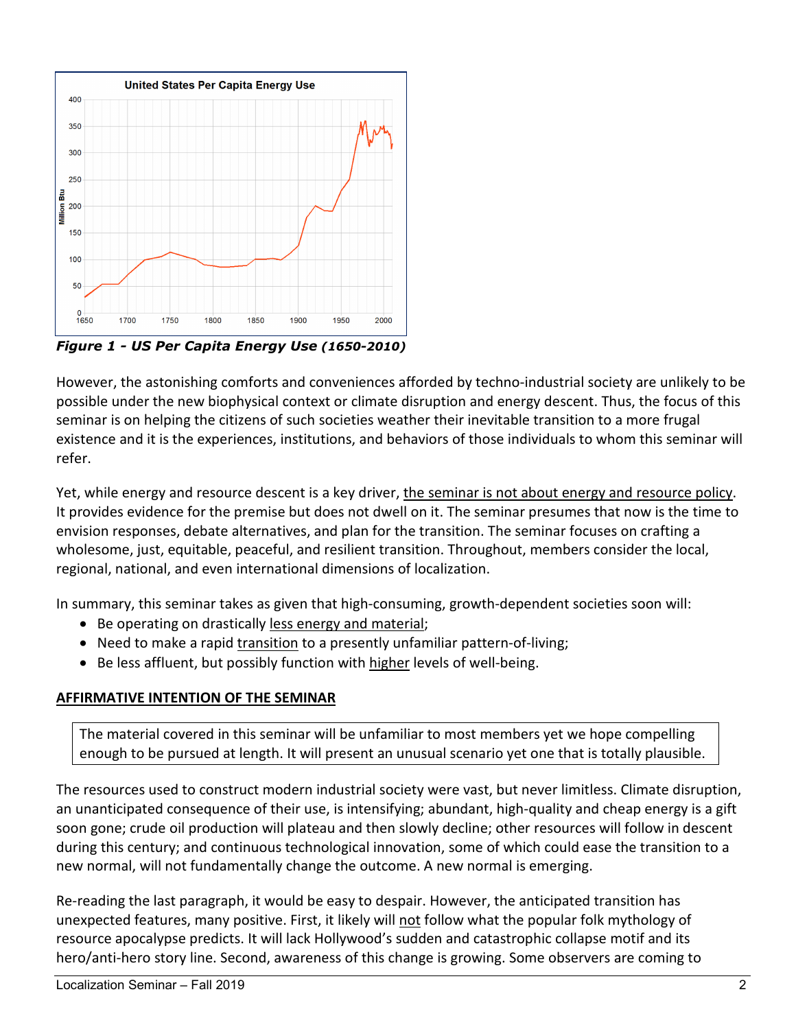*Figure 1 - US Per Capita Energy Use (1650-2010)*

However, the astonishing comforts and conveniences afforded by techno-industrial society are unlikely to be possible under the new biophysical context or climate disruption and energy descent. Thus, the focus of this seminar is on helping the citizens of such societies weather their inevitable transition to a more frugal existence and it is the experiences, institutions, and behaviors of those individuals to whom this seminar will refer.

Yet, while energy and resource descent is a key driver, the seminar is not about energy and resource policy. It provides evidence for the premise but does not dwell on it. The seminar presumes that now is the time to envision responses, debate alternatives, and plan for the transition. The seminar focuses on crafting a wholesome, just, equitable, peaceful, and resilient transition. Throughout, members consider the local, regional, national, and even international dimensions of localization.

In summary, this seminar takes as given that high-consuming, growth-dependent societies soon will:

- Be operating on drastically less energy and material;
- Need to make a rapid transition to a presently unfamiliar pattern-of-living;
- Be less affluent, but possibly function with higher levels of well-being.

## AFFIRMATIVE INTENTION OF THE SEMINAR

> The material covered in this seminar will be unfamiliar to most members yet we hope compelling enough to be pursued at length. It will present an unusual scenario yet one that is totally plausible.

The resources used to construct modern industrial society were vast, but never limitless. Climate disruption, an unanticipated consequence of their use, is intensifying; abundant, high-quality and cheap energy is a gift soon gone; crude oil production will plateau and then slowly decline; other resources will follow in descent during this century; and continuous technological innovation, some of which could ease the transition to a new normal, will not fundamentally change the outcome. A new normal is emerging.

Re-reading the last paragraph, it would be easy to despair. However, the anticipated transition has unexpected features, many positive. First, it likely will not follow what the popular folk mythology of resource apocalypse predicts. It will lack Hollywood's sudden and catastrophic collapse motif and its hero/anti-hero story line. Second, awareness of this change is growing. Some observers are coming to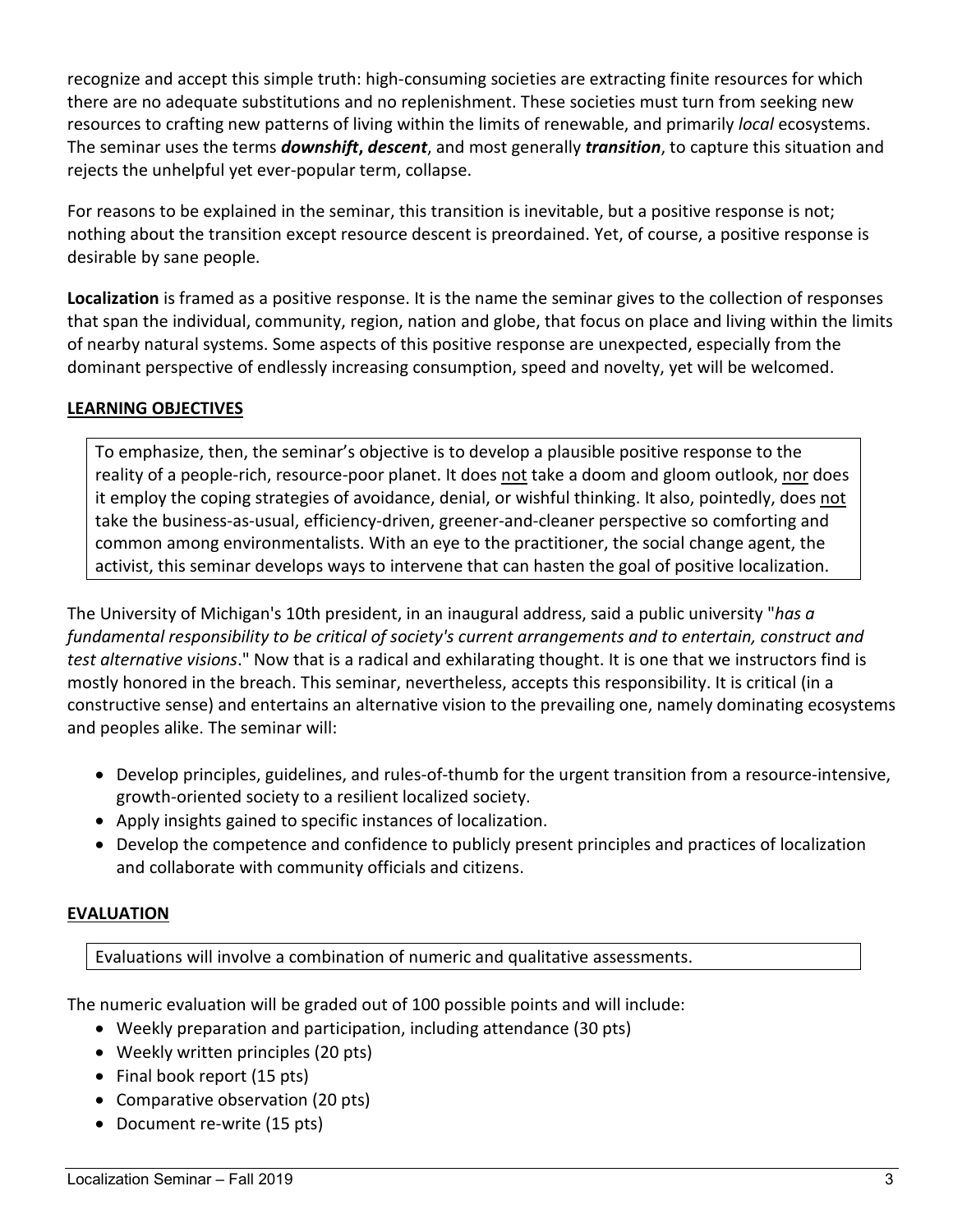recognize and accept this simple truth: high-consuming societies are extracting finite resources for which there are no adequate substitutions and no replenishment. These societies must turn from seeking new resources to crafting new patterns of living within the limits of renewable, and primarily *local* ecosystems. The seminar uses the terms ***downshift*****,** ***descent***, and most generally ***transition***, to capture this situation and rejects the unhelpful yet ever-popular term, collapse.

For reasons to be explained in the seminar, this transition is inevitable, but a positive response is not; nothing about the transition except resource descent is preordained. Yet, of course, a positive response is desirable by sane people.

**Localization** is framed as a positive response. It is the name the seminar gives to the collection of responses that span the individual, community, region, nation and globe, that focus on place and living within the limits of nearby natural systems. Some aspects of this positive response are unexpected, especially from the dominant perspective of endlessly increasing consumption, speed and novelty, yet will be welcomed.

## LEARNING OBJECTIVES

To emphasize, then, the seminar's objective is to develop a plausible positive response to the reality of a people-rich, resource-poor planet. It does not take a doom and gloom outlook, nor does it employ the coping strategies of avoidance, denial, or wishful thinking. It also, pointedly, does not take the business-as-usual, efficiency-driven, greener-and-cleaner perspective so comforting and common among environmentalists. With an eye to the practitioner, the social change agent, the activist, this seminar develops ways to intervene that can hasten the goal of positive localization.

The University of Michigan's 10th president, in an inaugural address, said a public university "*has a fundamental responsibility to be critical of society's current arrangements and to entertain, construct and test alternative visions*." Now that is a radical and exhilarating thought. It is one that we instructors find is mostly honored in the breach. This seminar, nevertheless, accepts this responsibility. It is critical (in a constructive sense) and entertains an alternative vision to the prevailing one, namely dominating ecosystems and peoples alike. The seminar will:

- Develop principles, guidelines, and rules-of-thumb for the urgent transition from a resource-intensive, growth-oriented society to a resilient localized society.
- Apply insights gained to specific instances of localization.
- Develop the competence and confidence to publicly present principles and practices of localization and collaborate with community officials and citizens.

## EVALUATION

Evaluations will involve a combination of numeric and qualitative assessments.

The numeric evaluation will be graded out of 100 possible points and will include:

- Weekly preparation and participation, including attendance (30 pts)
- Weekly written principles (20 pts)
- Final book report (15 pts)
- Comparative observation (20 pts)
- Document re-write (15 pts)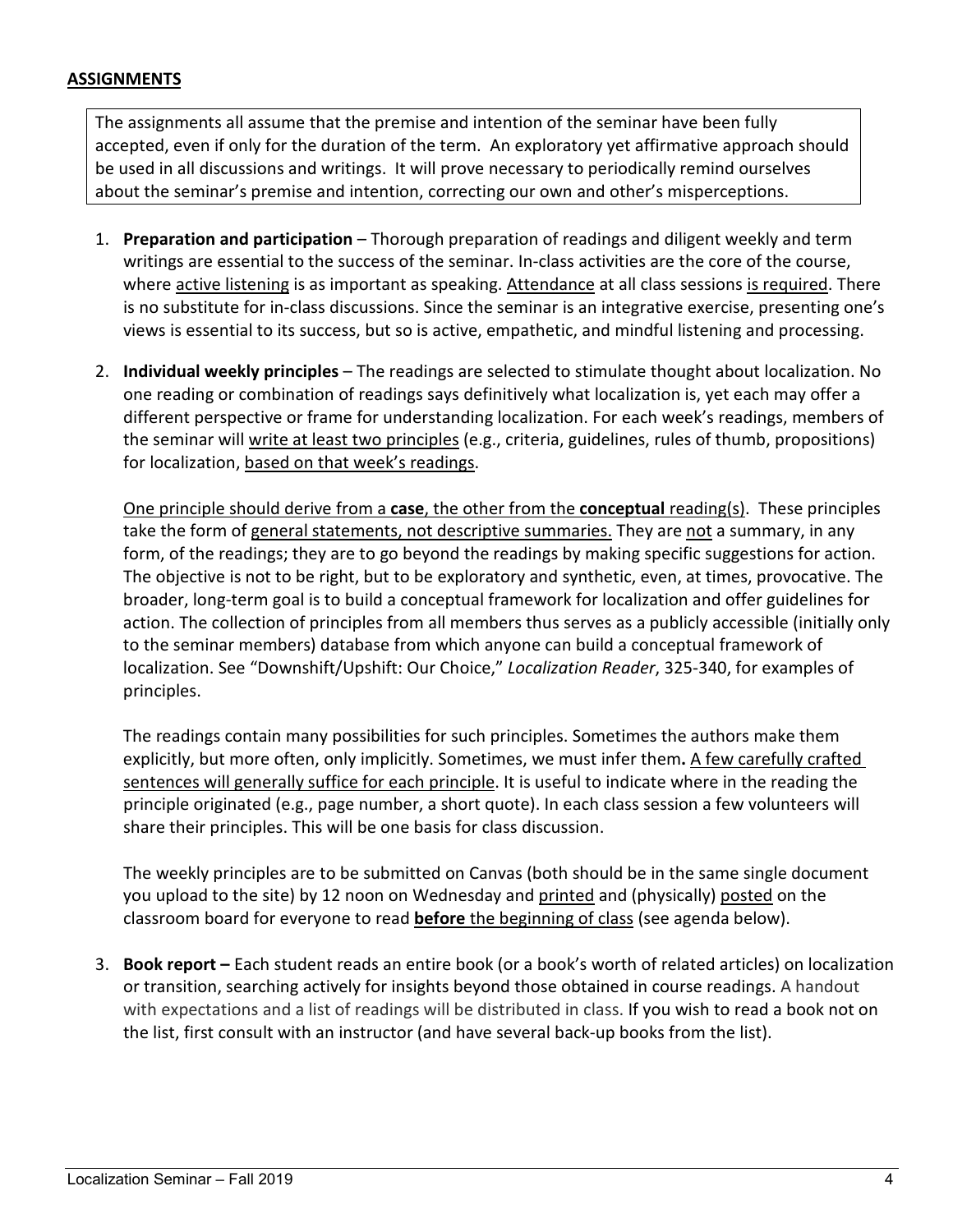## ASSIGNMENTS

The assignments all assume that the premise and intention of the seminar have been fully accepted, even if only for the duration of the term. An exploratory yet affirmative approach should be used in all discussions and writings. It will prove necessary to periodically remind ourselves about the seminar's premise and intention, correcting our own and other's misperceptions.

1. **Preparation and participation** – Thorough preparation of readings and diligent weekly and term writings are essential to the success of the seminar. In-class activities are the core of the course, where active listening is as important as speaking. Attendance at all class sessions is required. There is no substitute for in-class discussions. Since the seminar is an integrative exercise, presenting one's views is essential to its success, but so is active, empathetic, and mindful listening and processing.

2. **Individual weekly principles** – The readings are selected to stimulate thought about localization. No one reading or combination of readings says definitively what localization is, yet each may offer a different perspective or frame for understanding localization. For each week's readings, members of the seminar will write at least two principles (e.g., criteria, guidelines, rules of thumb, propositions) for localization, based on that week's readings.

   One principle should derive from a **case**, the other from the **conceptual** reading(s). These principles take the form of general statements, not descriptive summaries. They are not a summary, in any form, of the readings; they are to go beyond the readings by making specific suggestions for action. The objective is not to be right, but to be exploratory and synthetic, even, at times, provocative. The broader, long-term goal is to build a conceptual framework for localization and offer guidelines for action. The collection of principles from all members thus serves as a publicly accessible (initially only to the seminar members) database from which anyone can build a conceptual framework of localization. See "Downshift/Upshift: Our Choice," *Localization Reader*, 325-340, for examples of principles.

   The readings contain many possibilities for such principles. Sometimes the authors make them explicitly, but more often, only implicitly. Sometimes, we must infer them**.** A few carefully crafted sentences will generally suffice for each principle. It is useful to indicate where in the reading the principle originated (e.g., page number, a short quote). In each class session a few volunteers will share their principles. This will be one basis for class discussion.

   The weekly principles are to be submitted on Canvas (both should be in the same single document you upload to the site) by 12 noon on Wednesday and printed and (physically) posted on the classroom board for everyone to read **before** the beginning of class (see agenda below).

3. **Book report –** Each student reads an entire book (or a book's worth of related articles) on localization or transition, searching actively for insights beyond those obtained in course readings. A handout with expectations and a list of readings will be distributed in class. If you wish to read a book not on the list, first consult with an instructor (and have several back-up books from the list).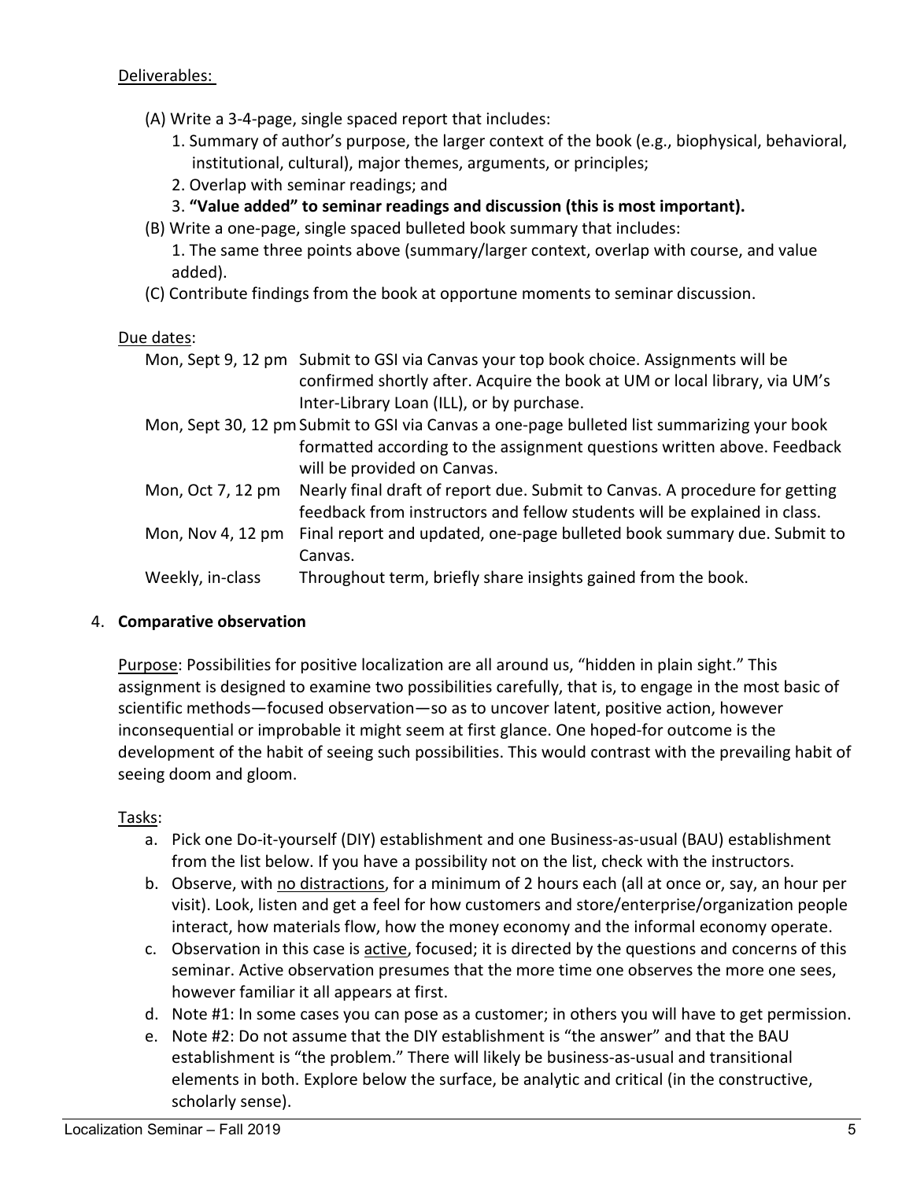Deliverables:

(A) Write a 3-4-page, single spaced report that includes:

1. Summary of author's purpose, the larger context of the book (e.g., biophysical, behavioral, institutional, cultural), major themes, arguments, or principles;
2. Overlap with seminar readings; and
3. **"Value added" to seminar readings and discussion (this is most important).**

(B) Write a one-page, single spaced bulleted book summary that includes:

1. The same three points above (summary/larger context, overlap with course, and value added).

(C) Contribute findings from the book at opportune moments to seminar discussion.

Due dates:

| | |
|---|---|
| Mon, Sept 9, 12 pm | Submit to GSI via Canvas your top book choice. Assignments will be confirmed shortly after. Acquire the book at UM or local library, via UM's Inter-Library Loan (ILL), or by purchase. |
| Mon, Sept 30, 12 pm | Submit to GSI via Canvas a one-page bulleted list summarizing your book formatted according to the assignment questions written above. Feedback will be provided on Canvas. |
| Mon, Oct 7, 12 pm | Nearly final draft of report due. Submit to Canvas. A procedure for getting feedback from instructors and fellow students will be explained in class. |
| Mon, Nov 4, 12 pm | Final report and updated, one-page bulleted book summary due. Submit to Canvas. |
| Weekly, in-class | Throughout term, briefly share insights gained from the book. |

4. **Comparative observation**

Purpose: Possibilities for positive localization are all around us, "hidden in plain sight." This assignment is designed to examine two possibilities carefully, that is, to engage in the most basic of scientific methods—focused observation—so as to uncover latent, positive action, however inconsequential or improbable it might seem at first glance. One hoped-for outcome is the development of the habit of seeing such possibilities. This would contrast with the prevailing habit of seeing doom and gloom.

Tasks:

a. Pick one Do-it-yourself (DIY) establishment and one Business-as-usual (BAU) establishment from the list below. If you have a possibility not on the list, check with the instructors.
b. Observe, with no distractions, for a minimum of 2 hours each (all at once or, say, an hour per visit). Look, listen and get a feel for how customers and store/enterprise/organization people interact, how materials flow, how the money economy and the informal economy operate.
c. Observation in this case is active, focused; it is directed by the questions and concerns of this seminar. Active observation presumes that the more time one observes the more one sees, however familiar it all appears at first.
d. Note #1: In some cases you can pose as a customer; in others you will have to get permission.
e. Note #2: Do not assume that the DIY establishment is "the answer" and that the BAU establishment is "the problem." There will likely be business-as-usual and transitional elements in both. Explore below the surface, be analytic and critical (in the constructive, scholarly sense).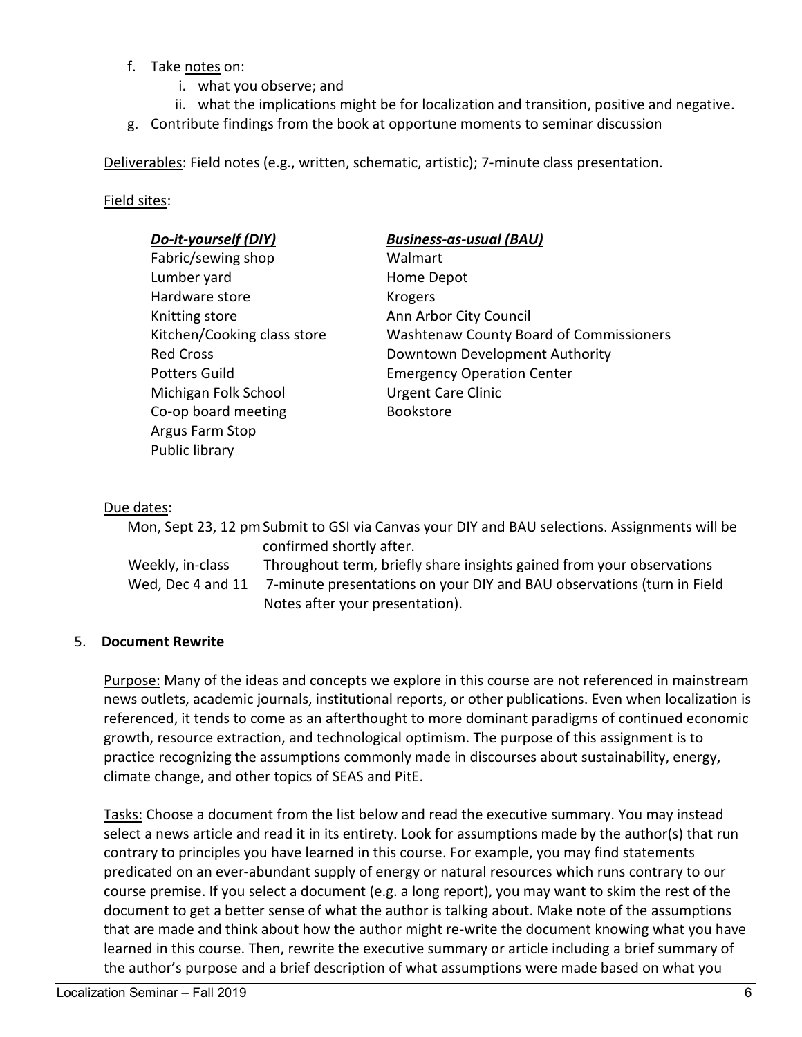f. Take notes on:
    i. what you observe; and
    ii. what the implications might be for localization and transition, positive and negative.
g. Contribute findings from the book at opportune moments to seminar discussion

Deliverables: Field notes (e.g., written, schematic, artistic); 7-minute class presentation.

Field sites:

| ***Do-it-yourself (DIY)*** | ***Business-as-usual (BAU)*** |
|---|---|
| Fabric/sewing shop | Walmart |
| Lumber yard | Home Depot |
| Hardware store | Krogers |
| Knitting store | Ann Arbor City Council |
| Kitchen/Cooking class store | Washtenaw County Board of Commissioners |
| Red Cross | Downtown Development Authority |
| Potters Guild | Emergency Operation Center |
| Michigan Folk School | Urgent Care Clinic |
| Co-op board meeting | Bookstore |
| Argus Farm Stop | |
| Public library | |

Due dates:

| | |
|---|---|
| Mon, Sept 23, 12 pm | Submit to GSI via Canvas your DIY and BAU selections. Assignments will be confirmed shortly after. |
| Weekly, in-class | Throughout term, briefly share insights gained from your observations |
| Wed, Dec 4 and 11 | 7-minute presentations on your DIY and BAU observations (turn in Field Notes after your presentation). |

5. **Document Rewrite**

Purpose: Many of the ideas and concepts we explore in this course are not referenced in mainstream news outlets, academic journals, institutional reports, or other publications. Even when localization is referenced, it tends to come as an afterthought to more dominant paradigms of continued economic growth, resource extraction, and technological optimism. The purpose of this assignment is to practice recognizing the assumptions commonly made in discourses about sustainability, energy, climate change, and other topics of SEAS and PitE.

Tasks: Choose a document from the list below and read the executive summary. You may instead select a news article and read it in its entirety. Look for assumptions made by the author(s) that run contrary to principles you have learned in this course. For example, you may find statements predicated on an ever-abundant supply of energy or natural resources which runs contrary to our course premise. If you select a document (e.g. a long report), you may want to skim the rest of the document to get a better sense of what the author is talking about. Make note of the assumptions that are made and think about how the author might re-write the document knowing what you have learned in this course. Then, rewrite the executive summary or article including a brief summary of the author's purpose and a brief description of what assumptions were made based on what you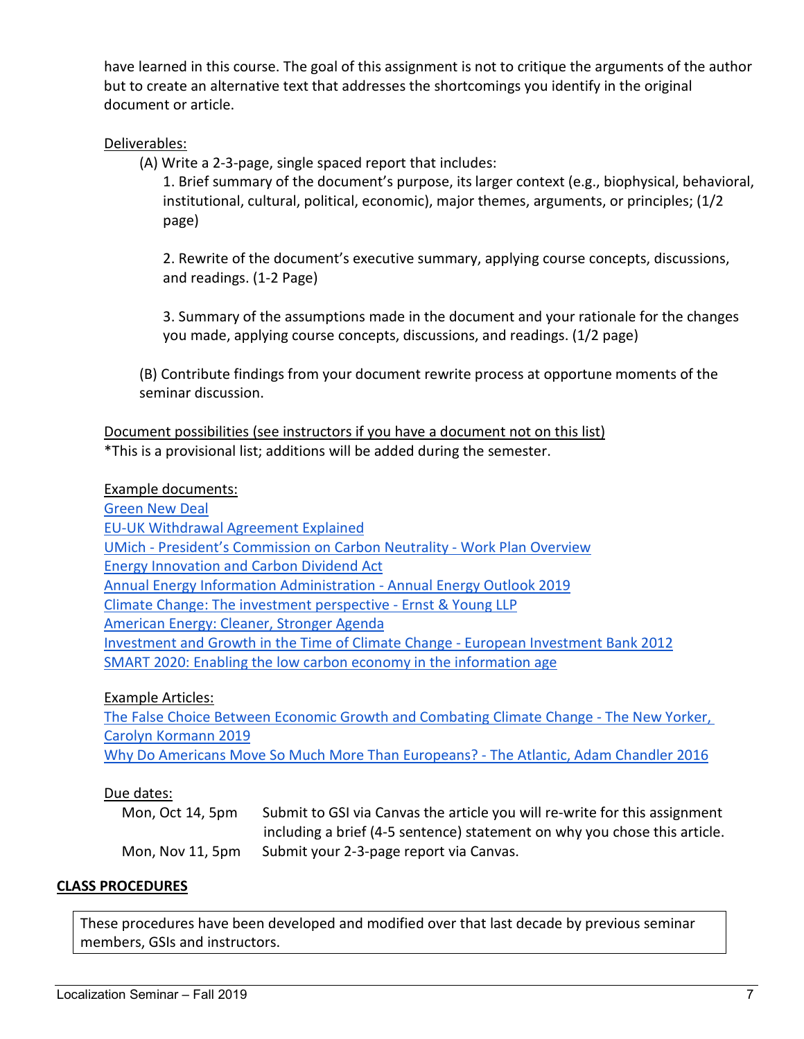have learned in this course. The goal of this assignment is not to critique the arguments of the author but to create an alternative text that addresses the shortcomings you identify in the original document or article.

Deliverables:

(A) Write a 2-3-page, single spaced report that includes:

1. Brief summary of the document's purpose, its larger context (e.g., biophysical, behavioral, institutional, cultural, political, economic), major themes, arguments, or principles; (1/2 page)

2. Rewrite of the document's executive summary, applying course concepts, discussions, and readings. (1-2 Page)

3. Summary of the assumptions made in the document and your rationale for the changes you made, applying course concepts, discussions, and readings. (1/2 page)

(B) Contribute findings from your document rewrite process at opportune moments of the seminar discussion.

Document possibilities (see instructors if you have a document not on this list)
*This is a provisional list; additions will be added during the semester.

Example documents:
Green New Deal
EU-UK Withdrawal Agreement Explained
UMich - President's Commission on Carbon Neutrality - Work Plan Overview
Energy Innovation and Carbon Dividend Act
Annual Energy Information Administration - Annual Energy Outlook 2019
Climate Change: The investment perspective - Ernst & Young LLP
American Energy: Cleaner, Stronger Agenda
Investment and Growth in the Time of Climate Change - European Investment Bank 2012
SMART 2020: Enabling the low carbon economy in the information age

Example Articles:
The False Choice Between Economic Growth and Combating Climate Change - The New Yorker, Carolyn Kormann 2019
Why Do Americans Move So Much More Than Europeans? - The Atlantic, Adam Chandler 2016

Due dates:

| | |
|---|---|
| Mon, Oct 14, 5pm | Submit to GSI via Canvas the article you will re-write for this assignment including a brief (4-5 sentence) statement on why you chose this article. |
| Mon, Nov 11, 5pm | Submit your 2-3-page report via Canvas. |

## CLASS PROCEDURES

These procedures have been developed and modified over that last decade by previous seminar members, GSIs and instructors.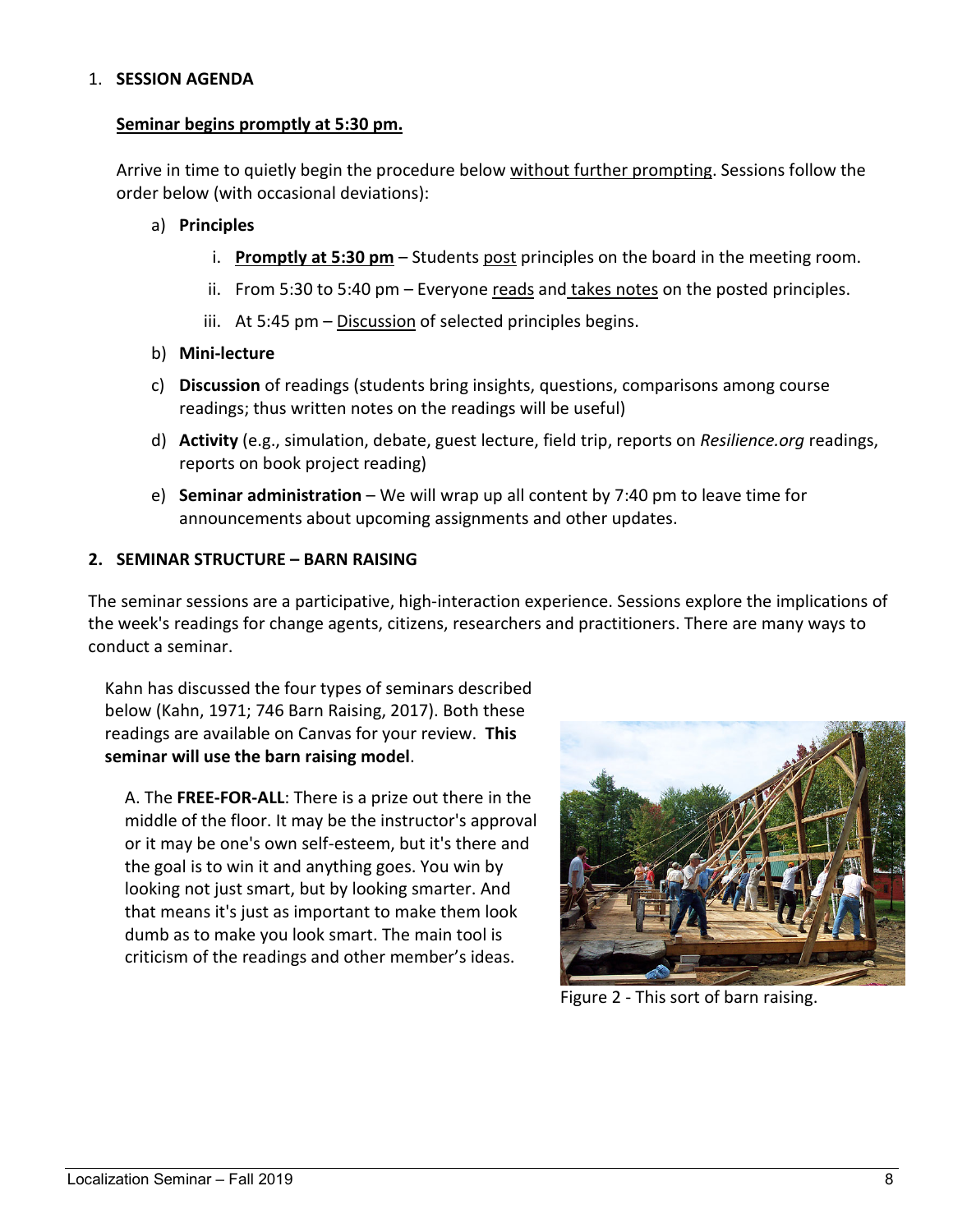1. **SESSION AGENDA**

**Seminar begins promptly at 5:30 pm.**

Arrive in time to quietly begin the procedure below without further prompting. Sessions follow the order below (with occasional deviations):

a) **Principles**

   i. **Promptly at 5:30 pm** – Students post principles on the board in the meeting room.

   ii. From 5:30 to 5:40 pm – Everyone reads and takes notes on the posted principles.

   iii. At 5:45 pm – Discussion of selected principles begins.

b) **Mini-lecture**

c) **Discussion** of readings (students bring insights, questions, comparisons among course readings; thus written notes on the readings will be useful)

d) **Activity** (e.g., simulation, debate, guest lecture, field trip, reports on *Resilience.org* readings, reports on book project reading)

e) **Seminar administration** – We will wrap up all content by 7:40 pm to leave time for announcements about upcoming assignments and other updates.

## 2. SEMINAR STRUCTURE – BARN RAISING

The seminar sessions are a participative, high-interaction experience. Sessions explore the implications of the week's readings for change agents, citizens, researchers and practitioners. There are many ways to conduct a seminar.

Kahn has discussed the four types of seminars described below (Kahn, 1971; 746 Barn Raising, 2017). Both these readings are available on Canvas for your review. **This seminar will use the barn raising model**.

A. The **FREE-FOR-ALL**: There is a prize out there in the middle of the floor. It may be the instructor's approval or it may be one's own self-esteem, but it's there and the goal is to win it and anything goes. You win by looking not just smart, but by looking smarter. And that means it's just as important to make them look dumb as to make you look smart. The main tool is criticism of the readings and other member's ideas.

Figure 2 - This sort of barn raising.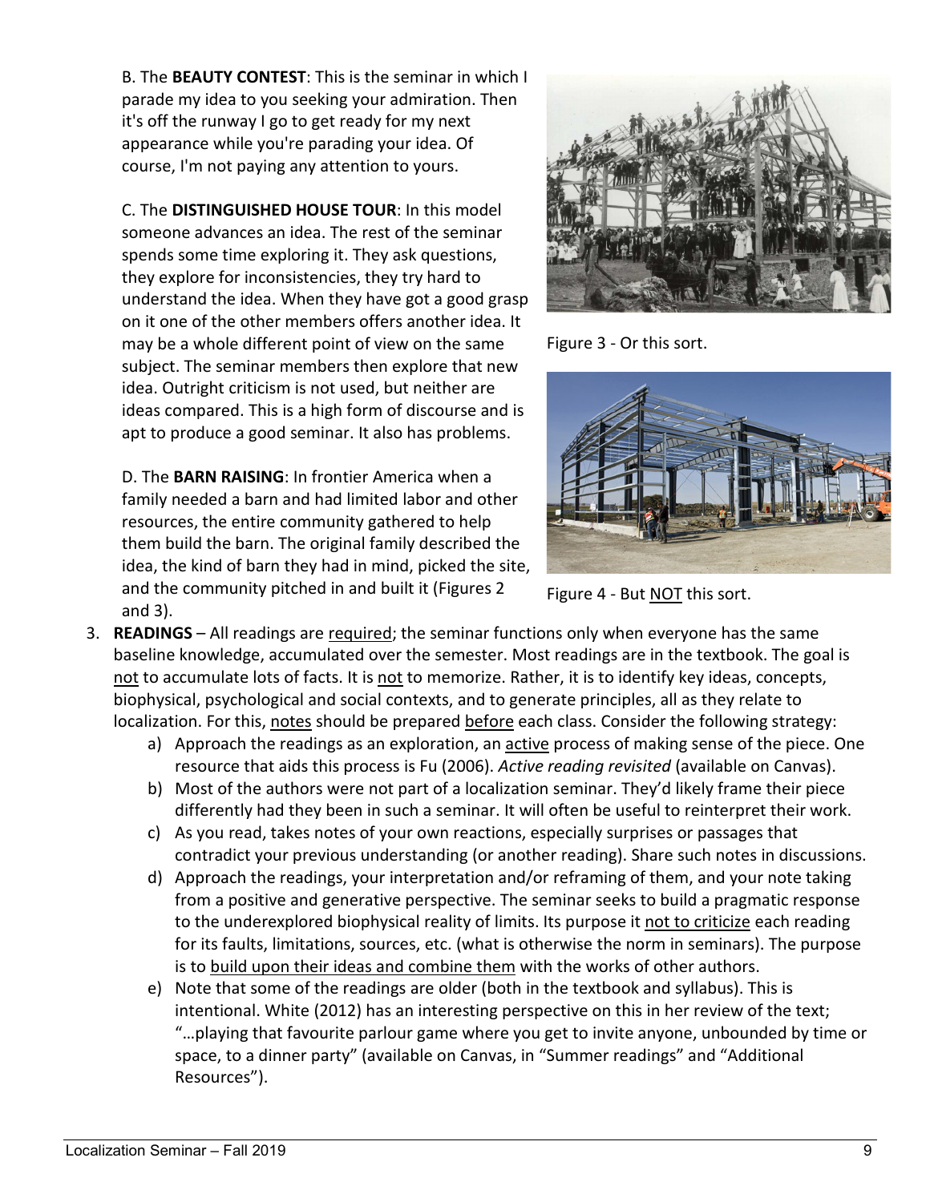B. The **BEAUTY CONTEST**: This is the seminar in which I parade my idea to you seeking your admiration. Then it's off the runway I go to get ready for my next appearance while you're parading your idea. Of course, I'm not paying any attention to yours.

C. The **DISTINGUISHED HOUSE TOUR**: In this model someone advances an idea. The rest of the seminar spends some time exploring it. They ask questions, they explore for inconsistencies, they try hard to understand the idea. When they have got a good grasp on it one of the other members offers another idea. It may be a whole different point of view on the same subject. The seminar members then explore that new idea. Outright criticism is not used, but neither are ideas compared. This is a high form of discourse and is apt to produce a good seminar. It also has problems.

D. The **BARN RAISING**: In frontier America when a family needed a barn and had limited labor and other resources, the entire community gathered to help them build the barn. The original family described the idea, the kind of barn they had in mind, picked the site, and the community pitched in and built it (Figures 2 and 3).

Figure 3 - Or this sort.

Figure 4 - But NOT this sort.

3. **READINGS** – All readings are required; the seminar functions only when everyone has the same baseline knowledge, accumulated over the semester. Most readings are in the textbook. The goal is not to accumulate lots of facts. It is not to memorize. Rather, it is to identify key ideas, concepts, biophysical, psychological and social contexts, and to generate principles, all as they relate to localization. For this, notes should be prepared before each class. Consider the following strategy:
   a) Approach the readings as an exploration, an active process of making sense of the piece. One resource that aids this process is Fu (2006). *Active reading revisited* (available on Canvas).
   b) Most of the authors were not part of a localization seminar. They'd likely frame their piece differently had they been in such a seminar. It will often be useful to reinterpret their work.
   c) As you read, takes notes of your own reactions, especially surprises or passages that contradict your previous understanding (or another reading). Share such notes in discussions.
   d) Approach the readings, your interpretation and/or reframing of them, and your note taking from a positive and generative perspective. The seminar seeks to build a pragmatic response to the underexplored biophysical reality of limits. Its purpose it not to criticize each reading for its faults, limitations, sources, etc. (what is otherwise the norm in seminars). The purpose is to build upon their ideas and combine them with the works of other authors.
   e) Note that some of the readings are older (both in the textbook and syllabus). This is intentional. White (2012) has an interesting perspective on this in her review of the text; "…playing that favourite parlour game where you get to invite anyone, unbounded by time or space, to a dinner party" (available on Canvas, in "Summer readings" and "Additional Resources").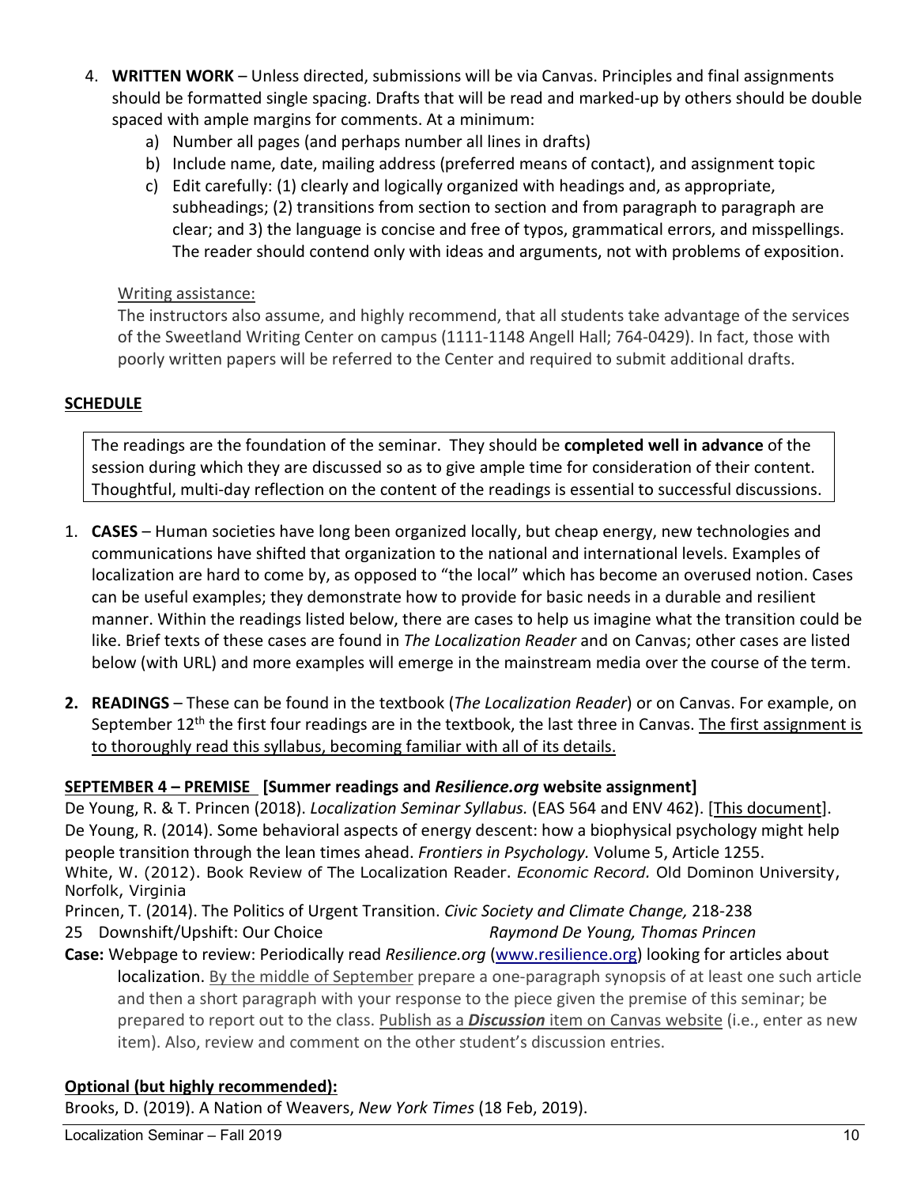4. **WRITTEN WORK** – Unless directed, submissions will be via Canvas. Principles and final assignments should be formatted single spacing. Drafts that will be read and marked-up by others should be double spaced with ample margins for comments. At a minimum:
   a) Number all pages (and perhaps number all lines in drafts)
   b) Include name, date, mailing address (preferred means of contact), and assignment topic
   c) Edit carefully: (1) clearly and logically organized with headings and, as appropriate, subheadings; (2) transitions from section to section and from paragraph to paragraph are clear; and 3) the language is concise and free of typos, grammatical errors, and misspellings. The reader should contend only with ideas and arguments, not with problems of exposition.

   Writing assistance:
   The instructors also assume, and highly recommend, that all students take advantage of the services of the Sweetland Writing Center on campus (1111-1148 Angell Hall; 764-0429). In fact, those with poorly written papers will be referred to the Center and required to submit additional drafts.

## SCHEDULE

The readings are the foundation of the seminar. They should be **completed well in advance** of the session during which they are discussed so as to give ample time for consideration of their content. Thoughtful, multi-day reflection on the content of the readings is essential to successful discussions.

1. **CASES** – Human societies have long been organized locally, but cheap energy, new technologies and communications have shifted that organization to the national and international levels. Examples of localization are hard to come by, as opposed to "the local" which has become an overused notion. Cases can be useful examples; they demonstrate how to provide for basic needs in a durable and resilient manner. Within the readings listed below, there are cases to help us imagine what the transition could be like. Brief texts of these cases are found in *The Localization Reader* and on Canvas; other cases are listed below (with URL) and more examples will emerge in the mainstream media over the course of the term.

2. **READINGS** – These can be found in the textbook (*The Localization Reader*) or on Canvas. For example, on September 12th the first four readings are in the textbook, the last three in Canvas. The first assignment is to thoroughly read this syllabus, becoming familiar with all of its details.

### SEPTEMBER 4 – PREMISE [Summer readings and *Resilience.org* website assignment]

De Young, R. & T. Princen (2018). *Localization Seminar Syllabus.* (EAS 564 and ENV 462). [This document].
De Young, R. (2014). Some behavioral aspects of energy descent: how a biophysical psychology might help people transition through the lean times ahead. *Frontiers in Psychology.* Volume 5, Article 1255.
White, W. (2012). Book Review of The Localization Reader. *Economic Record.* Old Dominon University, Norfolk, Virginia
Princen, T. (2014). The Politics of Urgent Transition. *Civic Society and Climate Change,* 218-238
25 Downshift/Upshift: Our Choice *Raymond De Young, Thomas Princen*

**Case:** Webpage to review: Periodically read *Resilience.org* (www.resilience.org) looking for articles about localization. By the middle of September prepare a one-paragraph synopsis of at least one such article and then a short paragraph with your response to the piece given the premise of this seminar; be prepared to report out to the class. Publish as a ***Discussion*** item on Canvas website (i.e., enter as new item). Also, review and comment on the other student's discussion entries.

### Optional (but highly recommended):

Brooks, D. (2019). A Nation of Weavers, *New York Times* (18 Feb, 2019).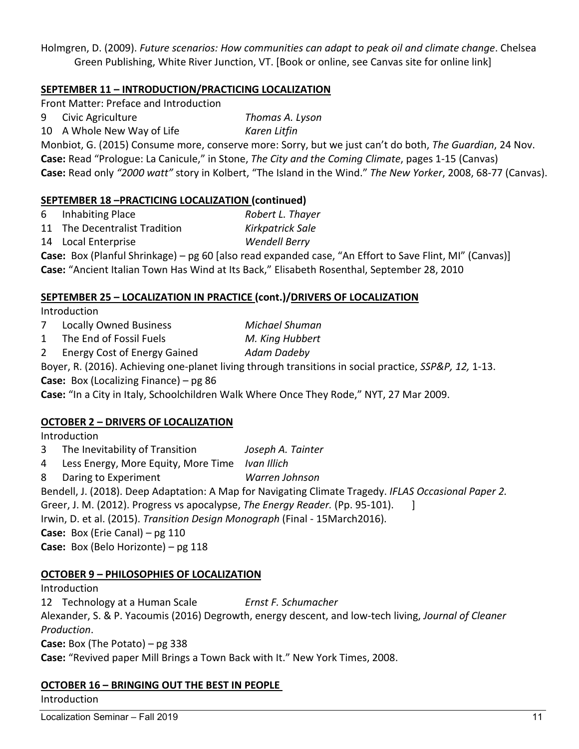Holmgren, D. (2009). *Future scenarios: How communities can adapt to peak oil and climate change*. Chelsea Green Publishing, White River Junction, VT. [Book or online, see Canvas site for online link]

## SEPTEMBER 11 – INTRODUCTION/PRACTICING LOCALIZATION

Front Matter: Preface and Introduction

9 Civic Agriculture *Thomas A. Lyson*

10 A Whole New Way of Life *Karen Litfin*

Monbiot, G. (2015) Consume more, conserve more: Sorry, but we just can't do both, *The Guardian*, 24 Nov.

**Case:** Read "Prologue: La Canicule," in Stone, *The City and the Coming Climate*, pages 1-15 (Canvas)

**Case:** Read only *"2000 watt"* story in Kolbert, "The Island in the Wind." *The New Yorker*, 2008, 68-77 (Canvas).

## SEPTEMBER 18 –PRACTICING LOCALIZATION (continued)

6 Inhabiting Place *Robert L. Thayer*

11 The Decentralist Tradition *Kirkpatrick Sale*

14 Local Enterprise *Wendell Berry*

**Case:** Box (Planful Shrinkage) – pg 60 [also read expanded case, "An Effort to Save Flint, MI" (Canvas)]

**Case:** "Ancient Italian Town Has Wind at Its Back," Elisabeth Rosenthal, September 28, 2010

## SEPTEMBER 25 – LOCALIZATION IN PRACTICE (cont.)/DRIVERS OF LOCALIZATION

Introduction

7 Locally Owned Business *Michael Shuman*

1 The End of Fossil Fuels *M. King Hubbert*

2 Energy Cost of Energy Gained *Adam Dadeby*

Boyer, R. (2016). Achieving one-planet living through transitions in social practice, *SSP&P, 12,* 1-13.

**Case:** Box (Localizing Finance) – pg 86

**Case:** "In a City in Italy, Schoolchildren Walk Where Once They Rode," NYT, 27 Mar 2009.

## OCTOBER 2 – DRIVERS OF LOCALIZATION

Introduction

3 The Inevitability of Transition *Joseph A. Tainter*

4 Less Energy, More Equity, More Time *Ivan Illich*

8 Daring to Experiment *Warren Johnson*

Bendell, J. (2018). Deep Adaptation: A Map for Navigating Climate Tragedy. *IFLAS Occasional Paper 2.*

Greer, J. M. (2012). Progress vs apocalypse, *The Energy Reader.* (Pp. 95-101). ]

Irwin, D. et al. (2015). *Transition Design Monograph* (Final - 15March2016).

**Case:** Box (Erie Canal) – pg 110

**Case:** Box (Belo Horizonte) – pg 118

## OCTOBER 9 – PHILOSOPHIES OF LOCALIZATION

Introduction

12 Technology at a Human Scale *Ernst F. Schumacher*

Alexander, S. & P. Yacoumis (2016) Degrowth, energy descent, and low-tech living, *Journal of Cleaner Production*.

**Case:** Box (The Potato) – pg 338

**Case:** "Revived paper Mill Brings a Town Back with It." New York Times, 2008.

## OCTOBER 16 – BRINGING OUT THE BEST IN PEOPLE

Introduction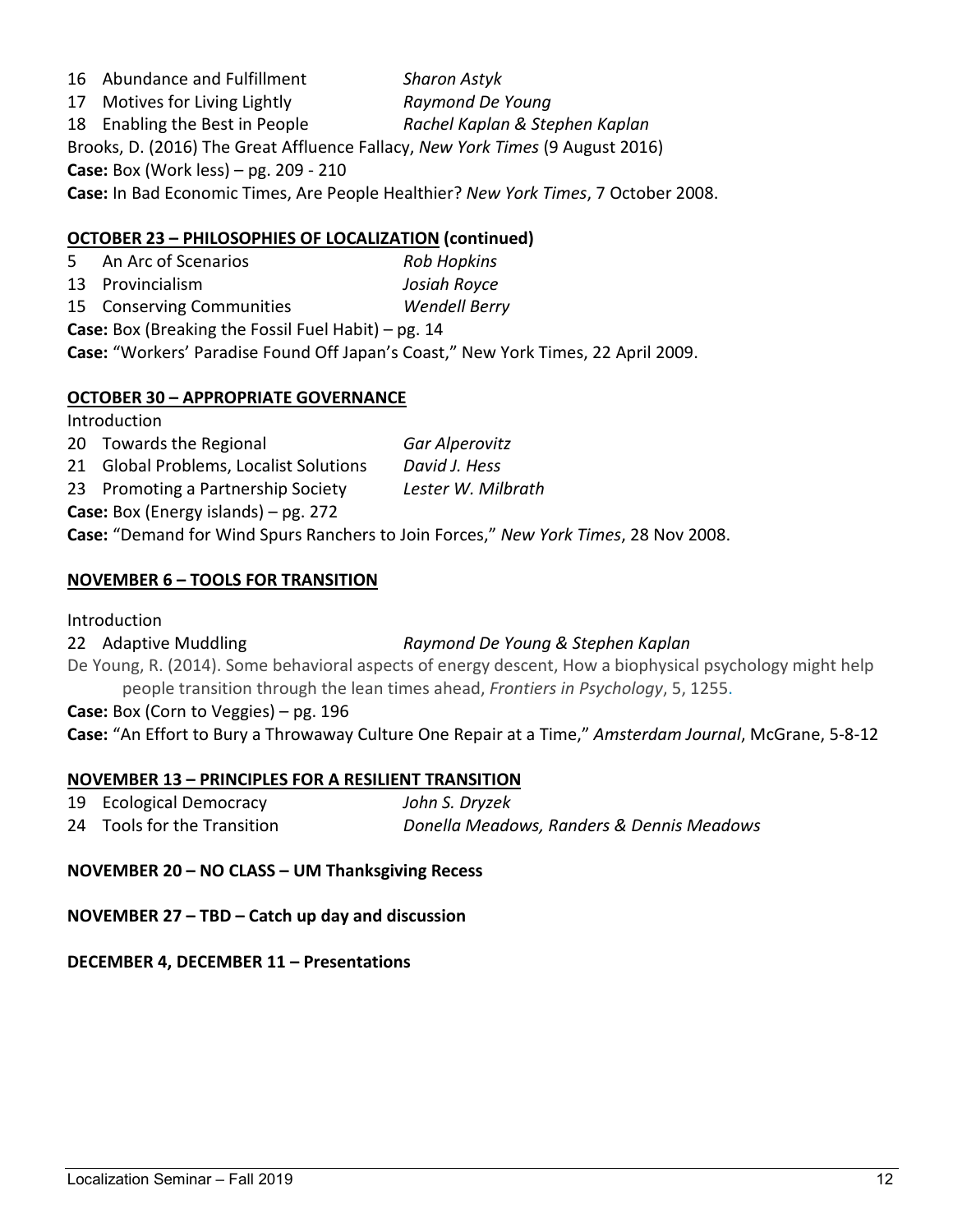16 Abundance and Fulfillment *Sharon Astyk*
17 Motives for Living Lightly *Raymond De Young*
18 Enabling the Best in People *Rachel Kaplan & Stephen Kaplan*
Brooks, D. (2016) The Great Affluence Fallacy, *New York Times* (9 August 2016)
**Case:** Box (Work less) – pg. 209 - 210
**Case:** In Bad Economic Times, Are People Healthier? *New York Times*, 7 October 2008.

**<u>OCTOBER 23 – PHILOSOPHIES OF LOCALIZATION</u> (continued)**

5 An Arc of Scenarios *Rob Hopkins*
13 Provincialism *Josiah Royce*
15 Conserving Communities *Wendell Berry*
**Case:** Box (Breaking the Fossil Fuel Habit) – pg. 14
**Case:** "Workers' Paradise Found Off Japan's Coast," New York Times, 22 April 2009.

**<u>OCTOBER 30 – APPROPRIATE GOVERNANCE</u>**

Introduction
20 Towards the Regional *Gar Alperovitz*
21 Global Problems, Localist Solutions *David J. Hess*
23 Promoting a Partnership Society *Lester W. Milbrath*
**Case:** Box (Energy islands) – pg. 272
**Case:** "Demand for Wind Spurs Ranchers to Join Forces," *New York Times*, 28 Nov 2008.

**<u>NOVEMBER 6 – TOOLS FOR TRANSITION</u>**

Introduction
22 Adaptive Muddling *Raymond De Young & Stephen Kaplan*
De Young, R. (2014). Some behavioral aspects of energy descent, How a biophysical psychology might help people transition through the lean times ahead, *Frontiers in Psychology*, 5, 1255.
**Case:** Box (Corn to Veggies) – pg. 196
**Case:** "An Effort to Bury a Throwaway Culture One Repair at a Time," *Amsterdam Journal*, McGrane, 5-8-12

**<u>NOVEMBER 13 – PRINCIPLES FOR A RESILIENT TRANSITION</u>**

19 Ecological Democracy *John S. Dryzek*
24 Tools for the Transition *Donella Meadows, Randers & Dennis Meadows*

**NOVEMBER 20 – NO CLASS – UM Thanksgiving Recess**

**NOVEMBER 27 – TBD – Catch up day and discussion**

**DECEMBER 4, DECEMBER 11 – Presentations**